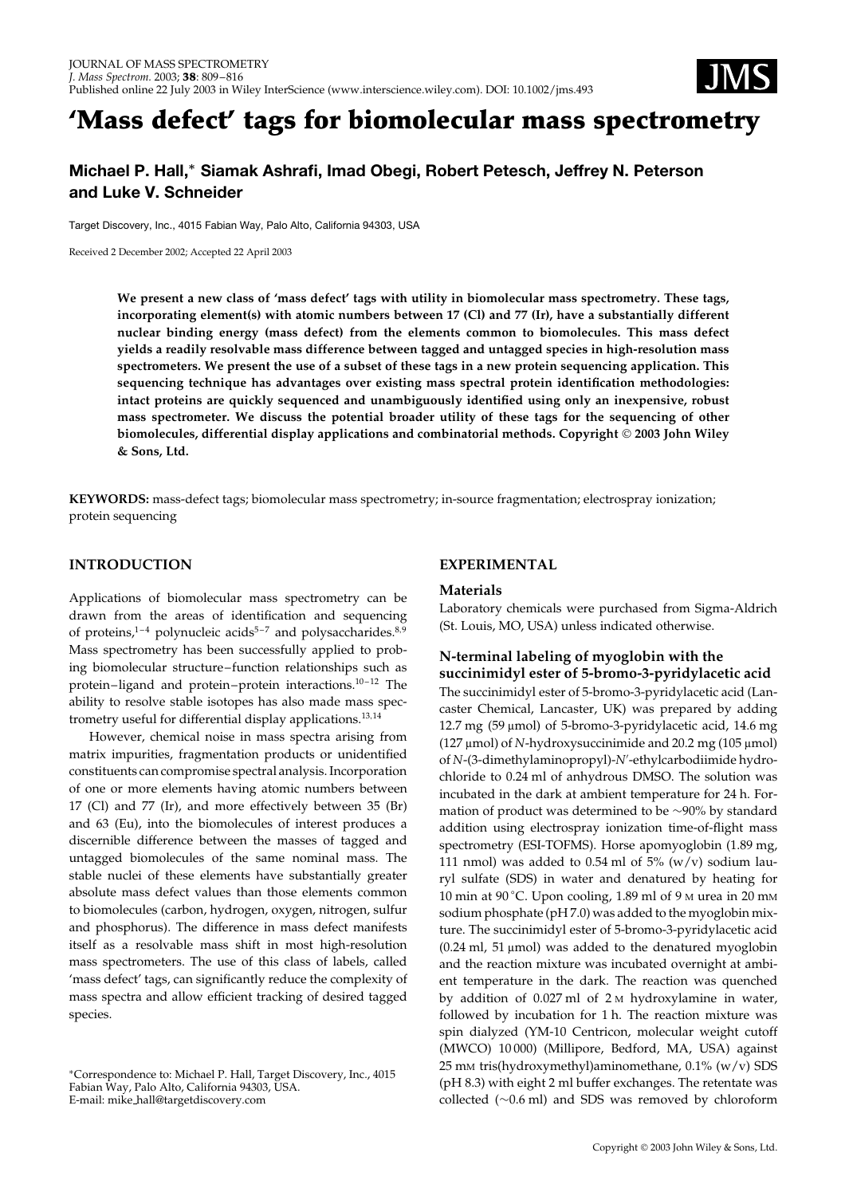# 'Mass defect' tags for biomolecular mass spectrometry

**Michael P. Hall,* Siamak Ashrafi, Imad Obegi, Robert Petesch, Jeffrey N. Peterson and Luke V. Schneider**

Target Discovery, Inc., 4015 Fabian Way, Palo Alto, California 94303, USA

Received 2 December 2002; Accepted 22 April 2003

**We present a new class of 'mass defect' tags with utility in biomolecular mass spectrometry. These tags, incorporating element(s) with atomic numbers between 17 (Cl) and 77 (Ir), have a substantially different nuclear binding energy (mass defect) from the elements common to biomolecules. This mass defect yields a readily resolvable mass difference between tagged and untagged species in high-resolution mass spectrometers. We present the use of a subset of these tags in a new protein sequencing application. This sequencing technique has advantages over existing mass spectral protein identification methodologies: intact proteins are quickly sequenced and unambiguously identified using only an inexpensive, robust mass spectrometer. We discuss the potential broader utility of these tags for the sequencing of other biomolecules, differential display applications and combinatorial methods. Copyright © 2003 John Wiley & Sons, Ltd.**

**KEYWORDS:** mass-defect tags; biomolecular mass spectrometry; in-source fragmentation; electrospray ionization; protein sequencing

## INTRODUCTION

Applications of biomolecular mass spectrometry can be drawn from the areas of identification and sequencing of proteins,[1–4] polynucleic acids[5–7] and polysaccharides.[8,9] Mass spectrometry has been successfully applied to probing biomolecular structure–function relationships such as protein–ligand and protein–protein interactions.[10–12] The ability to resolve stable isotopes has also made mass spectrometry useful for differential display applications.[13,14]

However, chemical noise in mass spectra arising from matrix impurities, fragmentation products or unidentified constituents can compromise spectral analysis. Incorporation of one or more elements having atomic numbers between 17 (Cl) and 77 (Ir), and more effectively between 35 (Br) and 63 (Eu), into the biomolecules of interest produces a discernible difference between the masses of tagged and untagged biomolecules of the same nominal mass. The stable nuclei of these elements have substantially greater absolute mass defect values than those elements common to biomolecules (carbon, hydrogen, oxygen, nitrogen, sulfur and phosphorus). The difference in mass defect manifests itself as a resolvable mass shift in most high-resolution mass spectrometers. The use of this class of labels, called 'mass defect' tags, can significantly reduce the complexity of mass spectra and allow efficient tracking of desired tagged species.

*Correspondence to: Michael P. Hall, Target Discovery, Inc., 4015 Fabian Way, Palo Alto, California 94303, USA.
E-mail: mike_hall@targetdiscovery.com

## EXPERIMENTAL

### Materials

Laboratory chemicals were purchased from Sigma-Aldrich (St. Louis, MO, USA) unless indicated otherwise.

### N-terminal labeling of myoglobin with the succinimidyl ester of 5-bromo-3-pyridylacetic acid

The succinimidyl ester of 5-bromo-3-pyridylacetic acid (Lancaster Chemical, Lancaster, UK) was prepared by adding 12.7 mg (59 μmol) of 5-bromo-3-pyridylacetic acid, 14.6 mg (127 μmol) of *N*-hydroxysuccinimide and 20.2 mg (105 μmol) of *N*-(3-dimethylaminopropyl)-*N*′-ethylcarbodiimide hydrochloride to 0.24 ml of anhydrous DMSO. The solution was incubated in the dark at ambient temperature for 24 h. Formation of product was determined to be ∼90% by standard addition using electrospray ionization time-of-flight mass spectrometry (ESI-TOFMS). Horse apomyoglobin (1.89 mg, 111 nmol) was added to 0.54 ml of 5% (w/v) sodium lauryl sulfate (SDS) in water and denatured by heating for 10 min at 90 °C. Upon cooling, 1.89 ml of 9 M urea in 20 mM sodium phosphate (pH 7.0) was added to the myoglobin mixture. The succinimidyl ester of 5-bromo-3-pyridylacetic acid (0.24 ml, 51 μmol) was added to the denatured myoglobin and the reaction mixture was incubated overnight at ambient temperature in the dark. The reaction was quenched by addition of 0.027 ml of 2 M hydroxylamine in water, followed by incubation for 1 h. The reaction mixture was spin dialyzed (YM-10 Centricon, molecular weight cutoff (MWCO) 10 000) (Millipore, Bedford, MA, USA) against 25 mM tris(hydroxymethyl)aminomethane, 0.1% (w/v) SDS (pH 8.3) with eight 2 ml buffer exchanges. The retentate was collected (∼0.6 ml) and SDS was removed by chloroform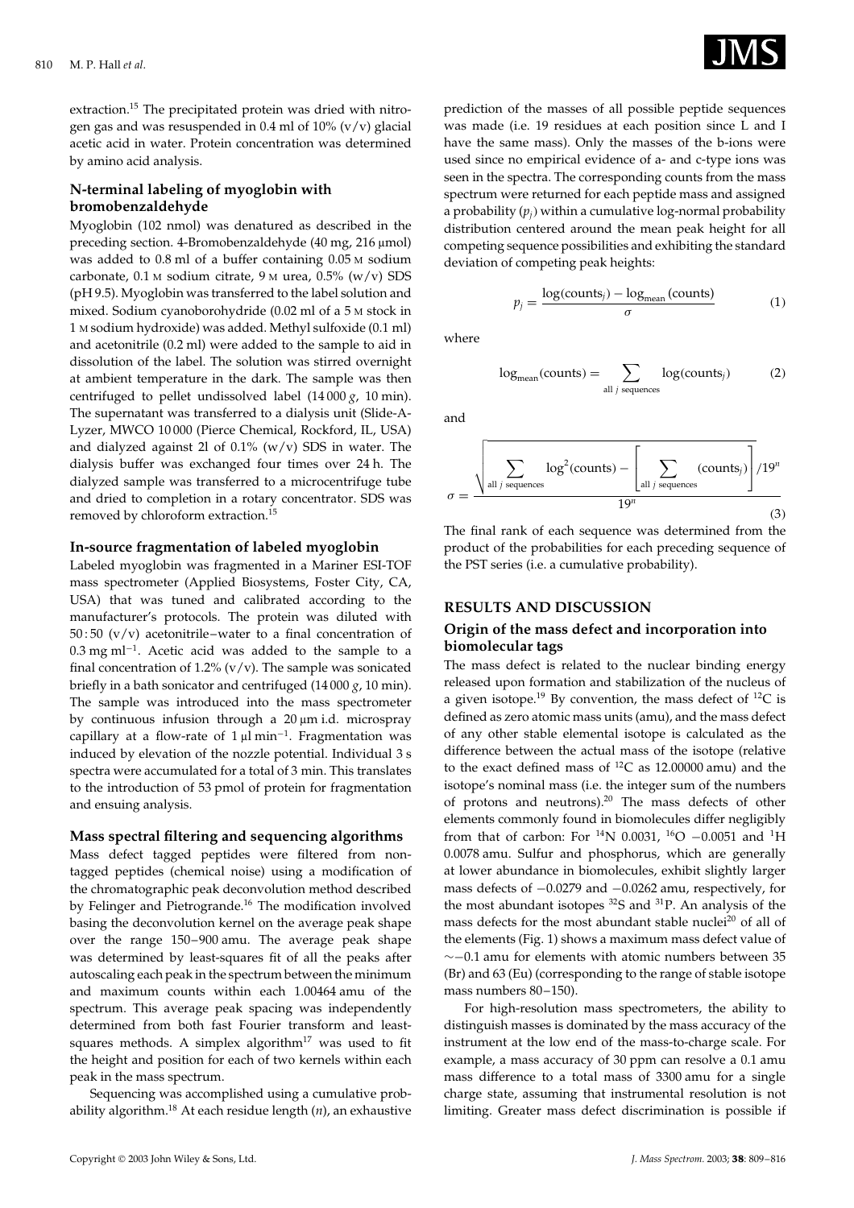extraction.[15] The precipitated protein was dried with nitrogen gas and was resuspended in 0.4 ml of 10% (v/v) glacial acetic acid in water. Protein concentration was determined by amino acid analysis.

### N-terminal labeling of myoglobin with bromobenzaldehyde

Myoglobin (102 nmol) was denatured as described in the preceding section. 4-Bromobenzaldehyde (40 mg, 216 µmol) was added to 0.8 ml of a buffer containing 0.05 M sodium carbonate, 0.1 M sodium citrate, 9 M urea, 0.5% (w/v) SDS (pH 9.5). Myoglobin was transferred to the label solution and mixed. Sodium cyanoborohydride (0.02 ml of a 5 M stock in 1 M sodium hydroxide) was added. Methyl sulfoxide (0.1 ml) and acetonitrile (0.2 ml) were added to the sample to aid in dissolution of the label. The solution was stirred overnight at ambient temperature in the dark. The sample was then centrifuged to pellet undissolved label (14 000 *g*, 10 min). The supernatant was transferred to a dialysis unit (Slide-A-Lyzer, MWCO 10 000 (Pierce Chemical, Rockford, IL, USA) and dialyzed against 2l of 0.1% (w/v) SDS in water. The dialysis buffer was exchanged four times over 24 h. The dialyzed sample was transferred to a microcentrifuge tube and dried to completion in a rotary concentrator. SDS was removed by chloroform extraction.[15]

### In-source fragmentation of labeled myoglobin

Labeled myoglobin was fragmented in a Mariner ESI-TOF mass spectrometer (Applied Biosystems, Foster City, CA, USA) that was tuned and calibrated according to the manufacturer's protocols. The protein was diluted with 50 : 50 (v/v) acetonitrile–water to a final concentration of 0.3 mg ml$^{-1}$. Acetic acid was added to the sample to a final concentration of 1.2% (v/v). The sample was sonicated briefly in a bath sonicator and centrifuged (14 000 *g*, 10 min). The sample was introduced into the mass spectrometer by continuous infusion through a 20 µm i.d. microspray capillary at a flow-rate of 1 µl min$^{-1}$. Fragmentation was induced by elevation of the nozzle potential. Individual 3 s spectra were accumulated for a total of 3 min. This translates to the introduction of 53 pmol of protein for fragmentation and ensuing analysis.

### Mass spectral filtering and sequencing algorithms

Mass defect tagged peptides were filtered from non-tagged peptides (chemical noise) using a modification of the chromatographic peak deconvolution method described by Felinger and Pietrogrande.[16] The modification involved basing the deconvolution kernel on the average peak shape over the range 150–900 amu. The average peak shape was determined by least-squares fit of all the peaks after autoscaling each peak in the spectrum between the minimum and maximum counts within each 1.00464 amu of the spectrum. This average peak spacing was independently determined from both fast Fourier transform and least-squares methods. A simplex algorithm[17] was used to fit the height and position for each of two kernels within each peak in the mass spectrum.

Sequencing was accomplished using a cumulative probability algorithm.[18] At each residue length ($n$), an exhaustive prediction of the masses of all possible peptide sequences was made (i.e. 19 residues at each position since L and I have the same mass). Only the masses of the b-ions were used since no empirical evidence of a- and c-type ions was seen in the spectra. The corresponding counts from the mass spectrum were returned for each peptide mass and assigned a probability ($p_j$) within a cumulative log-normal probability distribution centered around the mean peak height for all competing sequence possibilities and exhibiting the standard deviation of competing peak heights:

$$p_j = \frac{\log(\text{counts}_j) - \log_{\text{mean}}(\text{counts})}{\sigma} \qquad (1)$$

where

$$\log_{\text{mean}}(\text{counts}) = \sum_{\text{all } j \text{ sequences}} \log(\text{counts}_j) \qquad (2)$$

and

$$\sigma = \frac{\sqrt{\sum_{\text{all } j \text{ sequences}} \log^2(\text{counts}) - \left[\sum_{\text{all } j \text{ sequences}} (\text{counts}_j)\right] / 19^n}}{19^n} \qquad (3)$$

The final rank of each sequence was determined from the product of the probabilities for each preceding sequence of the PST series (i.e. a cumulative probability).

## RESULTS AND DISCUSSION

### Origin of the mass defect and incorporation into biomolecular tags

The mass defect is related to the nuclear binding energy released upon formation and stabilization of the nucleus of a given isotope.[19] By convention, the mass defect of $^{12}$C is defined as zero atomic mass units (amu), and the mass defect of any other stable elemental isotope is calculated as the difference between the actual mass of the isotope (relative to the exact defined mass of $^{12}$C as 12.00000 amu) and the isotope's nominal mass (i.e. the integer sum of the numbers of protons and neutrons).[20] The mass defects of other elements commonly found in biomolecules differ negligibly from that of carbon: For $^{14}$N 0.0031, $^{16}$O −0.0051 and $^{1}$H 0.0078 amu. Sulfur and phosphorus, which are generally at lower abundance in biomolecules, exhibit slightly larger mass defects of −0.0279 and −0.0262 amu, respectively, for the most abundant isotopes $^{32}$S and $^{31}$P. An analysis of the mass defects for the most abundant stable nuclei[20] of all of the elements (Fig. 1) shows a maximum mass defect value of ∼−0.1 amu for elements with atomic numbers between 35 (Br) and 63 (Eu) (corresponding to the range of stable isotope mass numbers 80–150).

For high-resolution mass spectrometers, the ability to distinguish masses is dominated by the mass accuracy of the instrument at the low end of the mass-to-charge scale. For example, a mass accuracy of 30 ppm can resolve a 0.1 amu mass difference to a total mass of 3300 amu for a single charge state, assuming that instrumental resolution is not limiting. Greater mass defect discrimination is possible if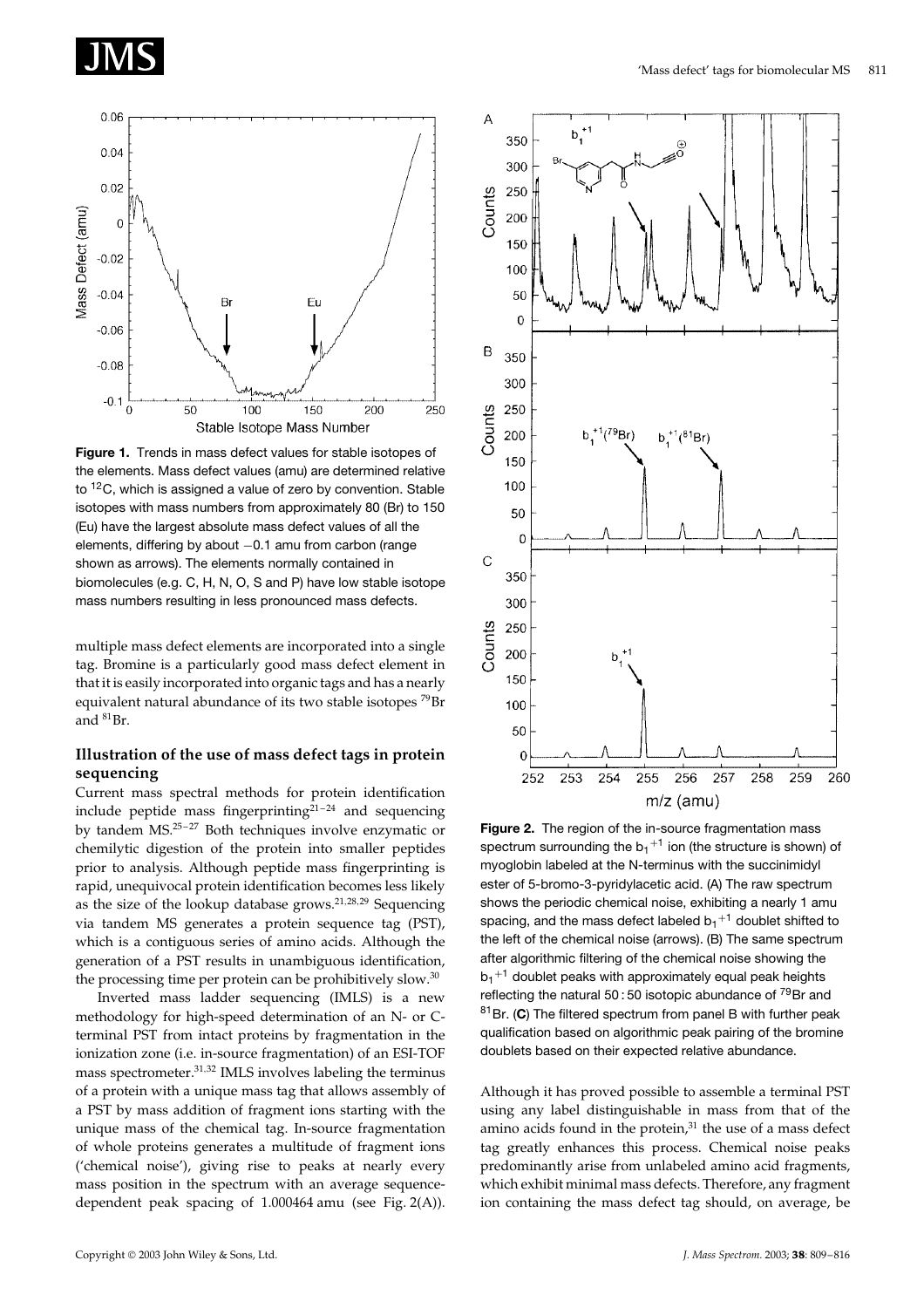**Figure 1.** Trends in mass defect values for stable isotopes of the elements. Mass defect values (amu) are determined relative to $^{12}C$, which is assigned a value of zero by convention. Stable isotopes with mass numbers from approximately 80 (Br) to 150 (Eu) have the largest absolute mass defect values of all the elements, differing by about −0.1 amu from carbon (range shown as arrows). The elements normally contained in biomolecules (e.g. C, H, N, O, S and P) have low stable isotope mass numbers resulting in less pronounced mass defects.

multiple mass defect elements are incorporated into a single tag. Bromine is a particularly good mass defect element in that it is easily incorporated into organic tags and has a nearly equivalent natural abundance of its two stable isotopes $^{79}Br$ and $^{81}Br$.

### Illustration of the use of mass defect tags in protein sequencing

Current mass spectral methods for protein identification include peptide mass fingerprinting[21–24] and sequencing by tandem MS.[25–27] Both techniques involve enzymatic or chemilytic digestion of the protein into smaller peptides prior to analysis. Although peptide mass fingerprinting is rapid, unequivocal protein identification becomes less likely as the size of the lookup database grows.[21,28,29] Sequencing via tandem MS generates a protein sequence tag (PST), which is a contiguous series of amino acids. Although the generation of a PST results in unambiguous identification, the processing time per protein can be prohibitively slow.[30]

Inverted mass ladder sequencing (IMLS) is a new methodology for high-speed determination of an N- or C-terminal PST from intact proteins by fragmentation in the ionization zone (i.e. in-source fragmentation) of an ESI-TOF mass spectrometer.[31,32] IMLS involves labeling the terminus of a protein with a unique mass tag that allows assembly of a PST by mass addition of fragment ions starting with the unique mass of the chemical tag. In-source fragmentation of whole proteins generates a multitude of fragment ions ('chemical noise'), giving rise to peaks at nearly every mass position in the spectrum with an average sequence-dependent peak spacing of 1.000464 amu (see Fig. 2(A)).

**Figure 2.** The region of the in-source fragmentation mass spectrum surrounding the $b_1{}^{+1}$ ion (the structure is shown) of myoglobin labeled at the N-terminus with the succinimidyl ester of 5-bromo-3-pyridylacetic acid. (A) The raw spectrum shows the periodic chemical noise, exhibiting a nearly 1 amu spacing, and the mass defect labeled $b_1{}^{+1}$ doublet shifted to the left of the chemical noise (arrows). (B) The same spectrum after algorithmic filtering of the chemical noise showing the $b_1{}^{+1}$ doublet peaks with approximately equal peak heights reflecting the natural 50 : 50 isotopic abundance of $^{79}Br$ and $^{81}Br$. (**C**) The filtered spectrum from panel B with further peak qualification based on algorithmic peak pairing of the bromine doublets based on their expected relative abundance.

Although it has proved possible to assemble a terminal PST using any label distinguishable in mass from that of the amino acids found in the protein,[31] the use of a mass defect tag greatly enhances this process. Chemical noise peaks predominantly arise from unlabeled amino acid fragments, which exhibit minimal mass defects. Therefore, any fragment ion containing the mass defect tag should, on average, be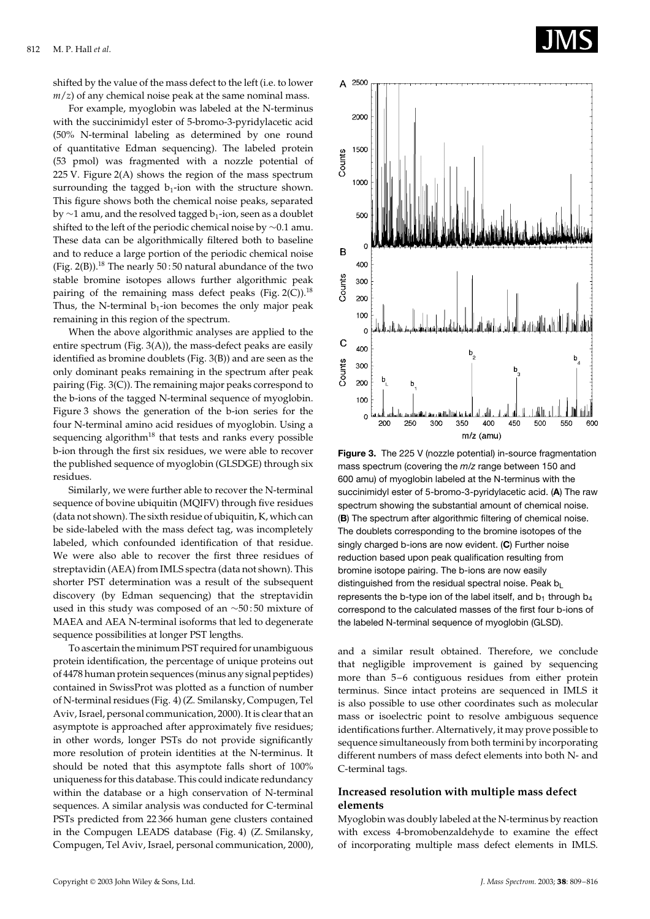shifted by the value of the mass defect to the left (i.e. to lower $m/z$) of any chemical noise peak at the same nominal mass.

For example, myoglobin was labeled at the N-terminus with the succinimidyl ester of 5-bromo-3-pyridylacetic acid (50% N-terminal labeling as determined by one round of quantitative Edman sequencing). The labeled protein (53 pmol) was fragmented with a nozzle potential of 225 V. Figure 2(A) shows the region of the mass spectrum surrounding the tagged $b_1$-ion with the structure shown. This figure shows both the chemical noise peaks, separated by ~1 amu, and the resolved tagged $b_1$-ion, seen as a doublet shifted to the left of the periodic chemical noise by ~0.1 amu. These data can be algorithmically filtered both to baseline and to reduce a large portion of the periodic chemical noise (Fig. 2(B)).[18] The nearly 50 : 50 natural abundance of the two stable bromine isotopes allows further algorithmic peak pairing of the remaining mass defect peaks (Fig. 2(C)).[18] Thus, the N-terminal $b_1$-ion becomes the only major peak remaining in this region of the spectrum.

When the above algorithmic analyses are applied to the entire spectrum (Fig. 3(A)), the mass-defect peaks are easily identified as bromine doublets (Fig. 3(B)) and are seen as the only dominant peaks remaining in the spectrum after peak pairing (Fig. 3(C)). The remaining major peaks correspond to the b-ions of the tagged N-terminal sequence of myoglobin. Figure 3 shows the generation of the b-ion series for the four N-terminal amino acid residues of myoglobin. Using a sequencing algorithm[18] that tests and ranks every possible b-ion through the first six residues, we were able to recover the published sequence of myoglobin (GLSDGE) through six residues.

Similarly, we were further able to recover the N-terminal sequence of bovine ubiquitin (MQIFV) through five residues (data not shown). The sixth residue of ubiquitin, K, which can be side-labeled with the mass defect tag, was incompletely labeled, which confounded identification of that residue. We were also able to recover the first three residues of streptavidin (AEA) from IMLS spectra (data not shown). This shorter PST determination was a result of the subsequent discovery (by Edman sequencing) that the streptavidin used in this study was composed of an ~50 : 50 mixture of MAEA and AEA N-terminal isoforms that led to degenerate sequence possibilities at longer PST lengths.

To ascertain the minimum PST required for unambiguous protein identification, the percentage of unique proteins out of 4478 human protein sequences (minus any signal peptides) contained in SwissProt was plotted as a function of number of N-terminal residues (Fig. 4) (Z. Smilansky, Compugen, Tel Aviv, Israel, personal communication, 2000). It is clear that an asymptote is approached after approximately five residues; in other words, longer PSTs do not provide significantly more resolution of protein identities at the N-terminus. It should be noted that this asymptote falls short of 100% uniqueness for this database. This could indicate redundancy within the database or a high conservation of N-terminal sequences. A similar analysis was conducted for C-terminal PSTs predicted from 22 366 human gene clusters contained in the Compugen LEADS database (Fig. 4) (Z. Smilansky, Compugen, Tel Aviv, Israel, personal communication, 2000), and a similar result obtained. Therefore, we conclude that negligible improvement is gained by sequencing more than 5–6 contiguous residues from either protein terminus. Since intact proteins are sequenced in IMLS it is also possible to use other coordinates such as molecular mass or isoelectric point to resolve ambiguous sequence identifications further. Alternatively, it may prove possible to sequence simultaneously from both termini by incorporating different numbers of mass defect elements into both N- and C-terminal tags.

**Figure 3.** The 225 V (nozzle potential) in-source fragmentation mass spectrum (covering the $m/z$ range between 150 and 600 amu) of myoglobin labeled at the N-terminus with the succinimidyl ester of 5-bromo-3-pyridylacetic acid. (**A**) The raw spectrum showing the substantial amount of chemical noise. (**B**) The spectrum after algorithmic filtering of chemical noise. The doublets corresponding to the bromine isotopes of the singly charged b-ions are now evident. (**C**) Further noise reduction based upon peak qualification resulting from bromine isotope pairing. The b-ions are now easily distinguished from the residual spectral noise. Peak $b_L$ represents the b-type ion of the label itself, and $b_1$ through $b_4$ correspond to the calculated masses of the first four b-ions of the labeled N-terminal sequence of myoglobin (GLSD).

## Increased resolution with multiple mass defect elements

Myoglobin was doubly labeled at the N-terminus by reaction with excess 4-bromobenzaldehyde to examine the effect of incorporating multiple mass defect elements in IMLS.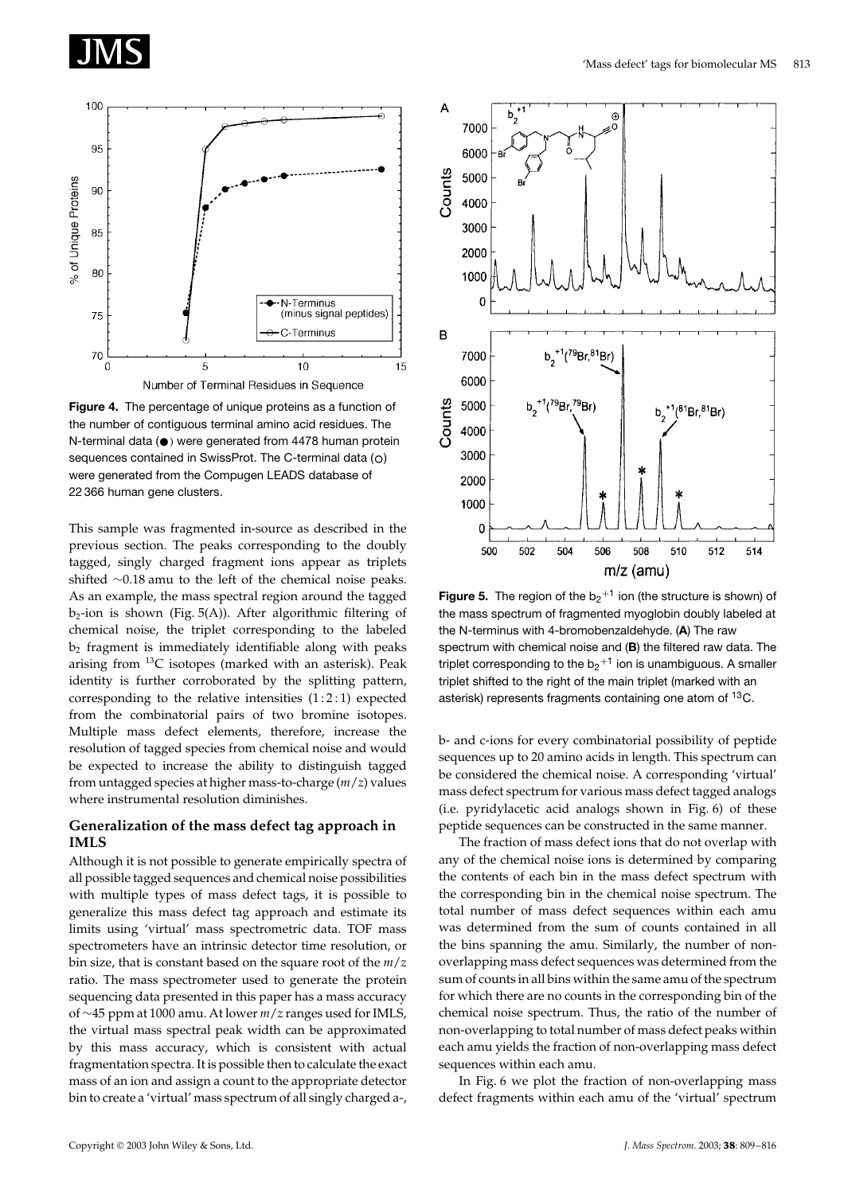**Figure 4.** The percentage of unique proteins as a function of the number of contiguous terminal amino acid residues. The N-terminal data (●) were generated from 4478 human protein sequences contained in SwissProt. The C-terminal data (○) were generated from the Compugen LEADS database of 22 366 human gene clusters.

This sample was fragmented in-source as described in the previous section. The peaks corresponding to the doubly tagged, singly charged fragment ions appear as triplets shifted ~0.18 amu to the left of the chemical noise peaks. As an example, the mass spectral region around the tagged $b_2$-ion is shown (Fig. 5(A)). After algorithmic filtering of chemical noise, the triplet corresponding to the labeled $b_2$ fragment is immediately identifiable along with peaks arising from $^{13}C$ isotopes (marked with an asterisk). Peak identity is further corroborated by the splitting pattern, corresponding to the relative intensities (1 : 2 : 1) expected from the combinatorial pairs of two bromine isotopes. Multiple mass defect elements, therefore, increase the resolution of tagged species from chemical noise and would be expected to increase the ability to distinguish tagged from untagged species at higher mass-to-charge ($m/z$) values where instrumental resolution diminishes.

## Generalization of the mass defect tag approach in IMLS

Although it is not possible to generate empirically spectra of all possible tagged sequences and chemical noise possibilities with multiple types of mass defect tags, it is possible to generalize this mass defect tag approach and estimate its limits using 'virtual' mass spectrometric data. TOF mass spectrometers have an intrinsic detector time resolution, or bin size, that is constant based on the square root of the $m/z$ ratio. The mass spectrometer used to generate the protein sequencing data presented in this paper has a mass accuracy of ~45 ppm at 1000 amu. At lower $m/z$ ranges used for IMLS, the virtual mass spectral peak width can be approximated by this mass accuracy, which is consistent with actual fragmentation spectra. It is possible then to calculate the exact mass of an ion and assign a count to the appropriate detector bin to create a 'virtual' mass spectrum of all singly charged a-,

**Figure 5.** The region of the $b_2^{+1}$ ion (the structure is shown) of the mass spectrum of fragmented myoglobin doubly labeled at the N-terminus with 4-bromobenzaldehyde. (**A**) The raw spectrum with chemical noise and (**B**) the filtered raw data. The triplet corresponding to the $b_2^{+1}$ ion is unambiguous. A smaller triplet shifted to the right of the main triplet (marked with an asterisk) represents fragments containing one atom of $^{13}C$.

b- and c-ions for every combinatorial possibility of peptide sequences up to 20 amino acids in length. This spectrum can be considered the chemical noise. A corresponding 'virtual' mass defect spectrum for various mass defect tagged analogs (i.e. pyridylacetic acid analogs shown in Fig. 6) of these peptide sequences can be constructed in the same manner.

The fraction of mass defect ions that do not overlap with any of the chemical noise ions is determined by comparing the contents of each bin in the mass defect spectrum with the corresponding bin in the chemical noise spectrum. The total number of mass defect sequences within each amu was determined from the sum of counts contained in all the bins spanning the amu. Similarly, the number of non-overlapping mass defect sequences was determined from the sum of counts in all bins within the same amu of the spectrum for which there are no counts in the corresponding bin of the chemical noise spectrum. Thus, the ratio of the number of non-overlapping to total number of mass defect peaks within each amu yields the fraction of non-overlapping mass defect sequences within each amu.

In Fig. 6 we plot the fraction of non-overlapping mass defect fragments within each amu of the 'virtual' spectrum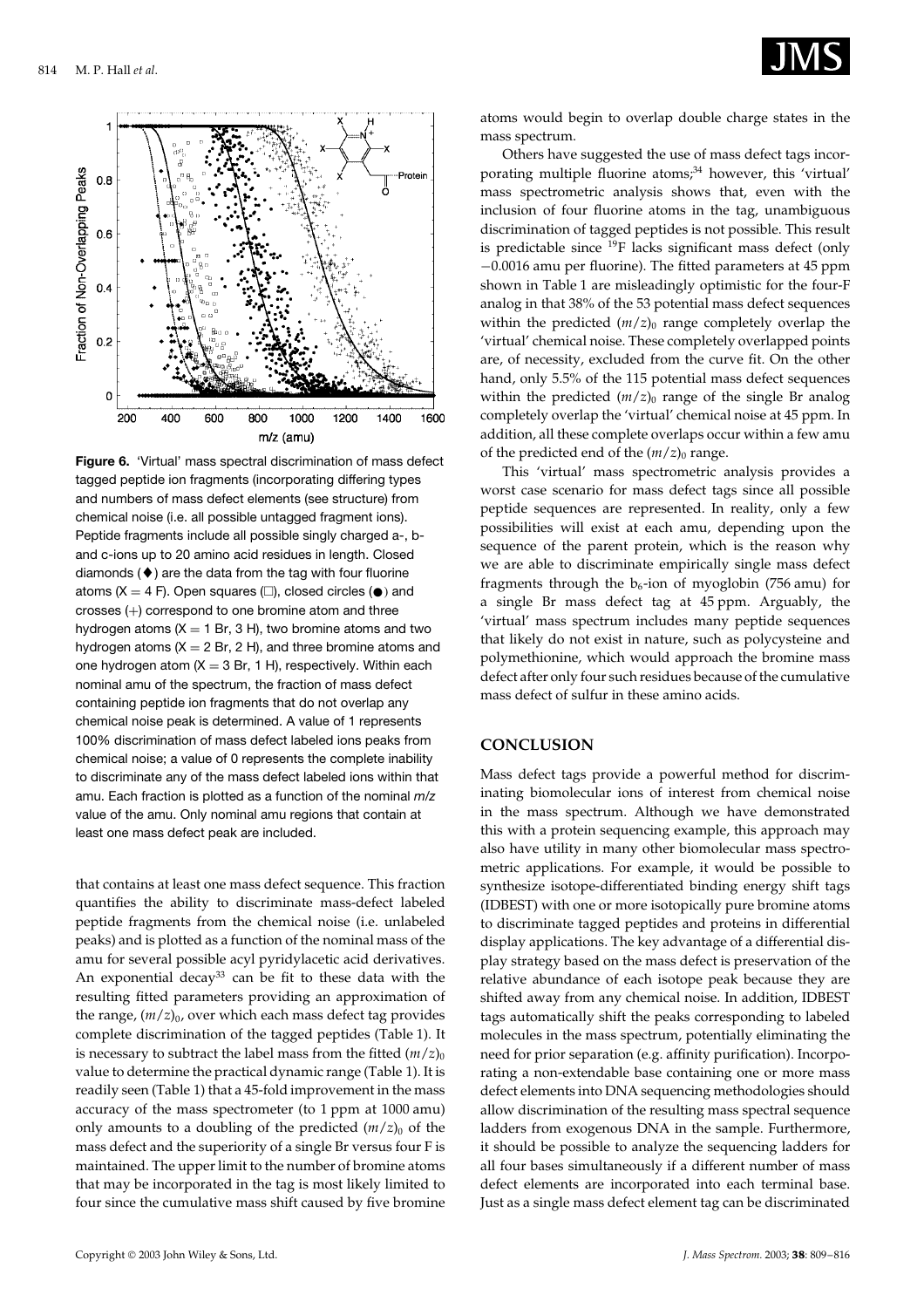**Figure 6.** 'Virtual' mass spectral discrimination of mass defect tagged peptide ion fragments (incorporating differing types and numbers of mass defect elements (see structure) from chemical noise (i.e. all possible untagged fragment ions). Peptide fragments include all possible singly charged a-, b- and c-ions up to 20 amino acid residues in length. Closed diamonds (♦) are the data from the tag with four fluorine atoms (X = 4 F). Open squares (□), closed circles (●) and crosses (+) correspond to one bromine atom and three hydrogen atoms (X = 1 Br, 3 H), two bromine atoms and two hydrogen atoms (X = 2 Br, 2 H), and three bromine atoms and one hydrogen atom (X = 3 Br, 1 H), respectively. Within each nominal amu of the spectrum, the fraction of mass defect containing peptide ion fragments that do not overlap any chemical noise peak is determined. A value of 1 represents 100% discrimination of mass defect labeled ions peaks from chemical noise; a value of 0 represents the complete inability to discriminate any of the mass defect labeled ions within that amu. Each fraction is plotted as a function of the nominal *m/z* value of the amu. Only nominal amu regions that contain at least one mass defect peak are included.

that contains at least one mass defect sequence. This fraction quantifies the ability to discriminate mass-defect labeled peptide fragments from the chemical noise (i.e. unlabeled peaks) and is plotted as a function of the nominal mass of the amu for several possible acyl pyridylacetic acid derivatives. An exponential decay[33] can be fit to these data with the resulting fitted parameters providing an approximation of the range, $(m/z)_0$, over which each mass defect tag provides complete discrimination of the tagged peptides (Table 1). It is necessary to subtract the label mass from the fitted $(m/z)_0$ value to determine the practical dynamic range (Table 1). It is readily seen (Table 1) that a 45-fold improvement in the mass accuracy of the mass spectrometer (to 1 ppm at 1000 amu) only amounts to a doubling of the predicted $(m/z)_0$ of the mass defect and the superiority of a single Br versus four F is maintained. The upper limit to the number of bromine atoms that may be incorporated in the tag is most likely limited to four since the cumulative mass shift caused by five bromine atoms would begin to overlap double charge states in the mass spectrum.

Others have suggested the use of mass defect tags incorporating multiple fluorine atoms;[34] however, this 'virtual' mass spectrometric analysis shows that, even with the inclusion of four fluorine atoms in the tag, unambiguous discrimination of tagged peptides is not possible. This result is predictable since $^{19}F$ lacks significant mass defect (only −0.0016 amu per fluorine). The fitted parameters at 45 ppm shown in Table 1 are misleadingly optimistic for the four-F analog in that 38% of the 53 potential mass defect sequences within the predicted $(m/z)_0$ range completely overlap the 'virtual' chemical noise. These completely overlapped points are, of necessity, excluded from the curve fit. On the other hand, only 5.5% of the 115 potential mass defect sequences within the predicted $(m/z)_0$ range of the single Br analog completely overlap the 'virtual' chemical noise at 45 ppm. In addition, all these complete overlaps occur within a few amu of the predicted end of the $(m/z)_0$ range.

This 'virtual' mass spectrometric analysis provides a worst case scenario for mass defect tags since all possible peptide sequences are represented. In reality, only a few possibilities will exist at each amu, depending upon the sequence of the parent protein, which is the reason why we are able to discriminate empirically single mass defect fragments through the $b_6$-ion of myoglobin (756 amu) for a single Br mass defect tag at 45 ppm. Arguably, the 'virtual' mass spectrum includes many peptide sequences that likely do not exist in nature, such as polycysteine and polymethionine, which would approach the bromine mass defect after only four such residues because of the cumulative mass defect of sulfur in these amino acids.

## CONCLUSION

Mass defect tags provide a powerful method for discriminating biomolecular ions of interest from chemical noise in the mass spectrum. Although we have demonstrated this with a protein sequencing example, this approach may also have utility in many other biomolecular mass spectrometric applications. For example, it would be possible to synthesize isotope-differentiated binding energy shift tags (IDBEST) with one or more isotopically pure bromine atoms to discriminate tagged peptides and proteins in differential display applications. The key advantage of a differential display strategy based on the mass defect is preservation of the relative abundance of each isotope peak because they are shifted away from any chemical noise. In addition, IDBEST tags automatically shift the peaks corresponding to labeled molecules in the mass spectrum, potentially eliminating the need for prior separation (e.g. affinity purification). Incorporating a non-extendable base containing one or more mass defect elements into DNA sequencing methodologies should allow discrimination of the resulting mass spectral sequence ladders from exogenous DNA in the sample. Furthermore, it should be possible to analyze the sequencing ladders for all four bases simultaneously if a different number of mass defect elements are incorporated into each terminal base. Just as a single mass defect element tag can be discriminated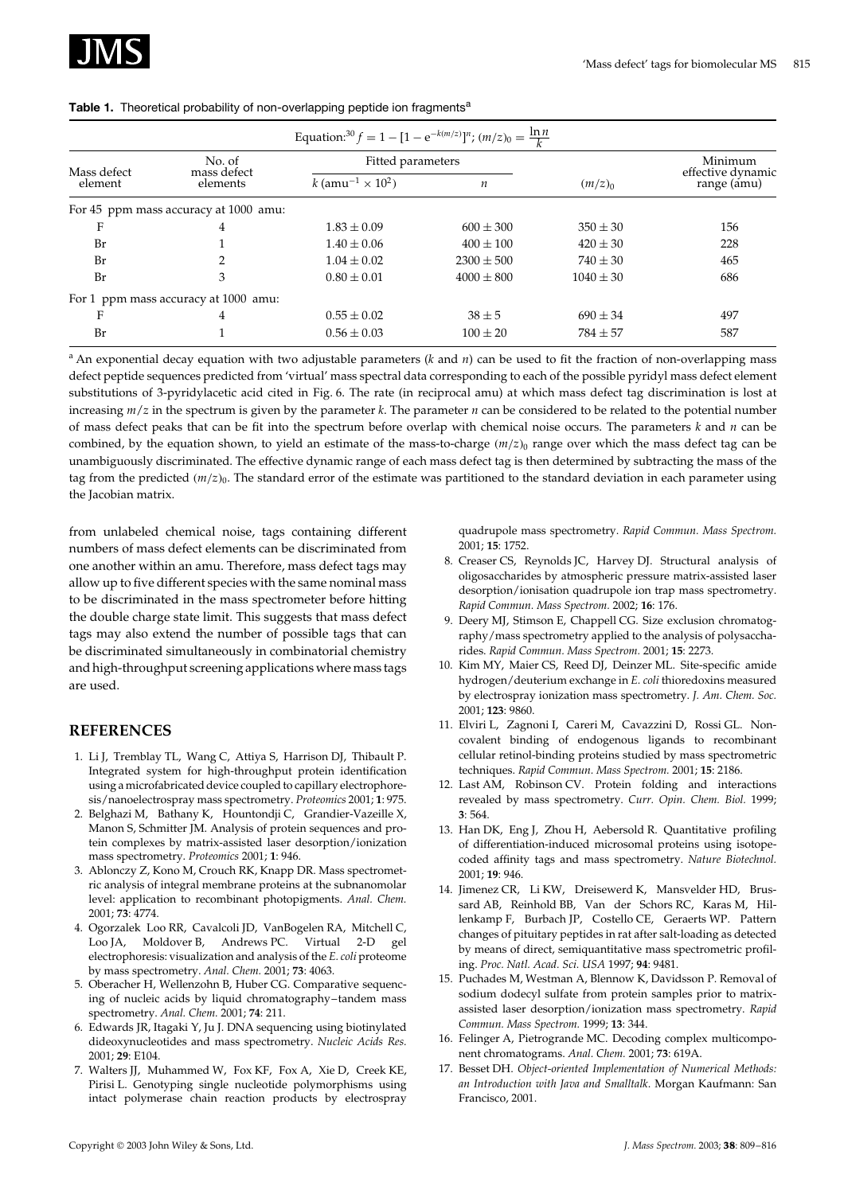**Table 1.** Theoretical probability of non-overlapping peptide ion fragments[a]

| Equation:[30] $f = 1 - [1 - e^{-k(m/z)}]^n$; $(m/z)_0 = \frac{\ln n}{k}$ | | | | | |
|---|---|---|---|---|---|
| Mass defect element | No. of mass defect elements | Fitted parameters | | $(m/z)_0$ | Minimum effective dynamic range (amu) |
| | | $k$ (amu$^{-1}$ $\times 10^2$) | $n$ | | |
| For 45 ppm mass accuracy at 1000 amu: | | | | | |
| F | 4 | $1.83 \pm 0.09$ | $600 \pm 300$ | $350 \pm 30$ | 156 |
| Br | 1 | $1.40 \pm 0.06$ | $400 \pm 100$ | $420 \pm 30$ | 228 |
| Br | 2 | $1.04 \pm 0.02$ | $2300 \pm 500$ | $740 \pm 30$ | 465 |
| Br | 3 | $0.80 \pm 0.01$ | $4000 \pm 800$ | $1040 \pm 30$ | 686 |
| For 1 ppm mass accuracy at 1000 amu: | | | | | |
| F | 4 | $0.55 \pm 0.02$ | $38 \pm 5$ | $690 \pm 34$ | 497 |
| Br | 1 | $0.56 \pm 0.03$ | $100 \pm 20$ | $784 \pm 57$ | 587 |

[a] An exponential decay equation with two adjustable parameters ($k$ and $n$) can be used to fit the fraction of non-overlapping mass defect peptide sequences predicted from 'virtual' mass spectral data corresponding to each of the possible pyridyl mass defect element substitutions of 3-pyridylacetic acid cited in Fig. 6. The rate (in reciprocal amu) at which mass defect tag discrimination is lost at increasing $m/z$ in the spectrum is given by the parameter $k$. The parameter $n$ can be considered to be related to the potential number of mass defect peaks that can be fit into the spectrum before overlap with chemical noise occurs. The parameters $k$ and $n$ can be combined, by the equation shown, to yield an estimate of the mass-to-charge $(m/z)_0$ range over which the mass defect tag can be unambiguously discriminated. The effective dynamic range of each mass defect tag is then determined by subtracting the mass of the tag from the predicted $(m/z)_0$. The standard error of the estimate was partitioned to the standard deviation in each parameter using the Jacobian matrix.

from unlabeled chemical noise, tags containing different numbers of mass defect elements can be discriminated from one another within an amu. Therefore, mass defect tags may allow up to five different species with the same nominal mass to be discriminated in the mass spectrometer before hitting the double charge state limit. This suggests that mass defect tags may also extend the number of possible tags that can be discriminated simultaneously in combinatorial chemistry and high-throughput screening applications where mass tags are used.

## REFERENCES

1. Li J, Tremblay TL, Wang C, Attiya S, Harrison DJ, Thibault P. Integrated system for high-throughput protein identification using a microfabricated device coupled to capillary electrophoresis/nanoelectrospray mass spectrometry. *Proteomics* 2001; **1**: 975.
2. Belghazi M, Bathany K, Hountondji C, Grandier-Vazeille X, Manon S, Schmitter JM. Analysis of protein sequences and protein complexes by matrix-assisted laser desorption/ionization mass spectrometry. *Proteomics* 2001; **1**: 946.
3. Ablonczy Z, Kono M, Crouch RK, Knapp DR. Mass spectrometric analysis of integral membrane proteins at the subnanomolar level: application to recombinant photopigments. *Anal. Chem.* 2001; **73**: 4774.
4. Ogorzalek Loo RR, Cavalcoli JD, VanBogelen RA, Mitchell C, Loo JA, Moldover B, Andrews PC. Virtual 2-D gel electrophoresis: visualization and analysis of the *E. coli* proteome by mass spectrometry. *Anal. Chem.* 2001; **73**: 4063.
5. Oberacher H, Wellenzohn B, Huber CG. Comparative sequencing of nucleic acids by liquid chromatography–tandem mass spectrometry. *Anal. Chem.* 2001; **74**: 211.
6. Edwards JR, Itagaki Y, Ju J. DNA sequencing using biotinylated dideoxynucleotides and mass spectrometry. *Nucleic Acids Res.* 2001; **29**: E104.
7. Walters JJ, Muhammed W, Fox KF, Fox A, Xie D, Creek KE, Pirisi L. Genotyping single nucleotide polymorphisms using intact polymerase chain reaction products by electrospray quadrupole mass spectrometry. *Rapid Commun. Mass Spectrom.* 2001; **15**: 1752.
8. Creaser CS, Reynolds JC, Harvey DJ. Structural analysis of oligosaccharides by atmospheric pressure matrix-assisted laser desorption/ionisation quadrupole ion trap mass spectrometry. *Rapid Commun. Mass Spectrom.* 2002; **16**: 176.
9. Deery MJ, Stimson E, Chappell CG. Size exclusion chromatography/mass spectrometry applied to the analysis of polysaccharides. *Rapid Commun. Mass Spectrom.* 2001; **15**: 2273.
10. Kim MY, Maier CS, Reed DJ, Deinzer ML. Site-specific amide hydrogen/deuterium exchange in *E. coli* thioredoxins measured by electrospray ionization mass spectrometry. *J. Am. Chem. Soc.* 2001; **123**: 9860.
11. Elviri L, Zagnoni I, Careri M, Cavazzini D, Rossi GL. Non-covalent binding of endogenous ligands to recombinant cellular retinol-binding proteins studied by mass spectrometric techniques. *Rapid Commun. Mass Spectrom.* 2001; **15**: 2186.
12. Last AM, Robinson CV. Protein folding and interactions revealed by mass spectrometry. *Curr. Opin. Chem. Biol.* 1999; **3**: 564.
13. Han DK, Eng J, Zhou H, Aebersold R. Quantitative profiling of differentiation-induced microsomal proteins using isotope-coded affinity tags and mass spectrometry. *Nature Biotechnol.* 2001; **19**: 946.
14. Jimenez CR, Li KW, Dreisewerd K, Mansvelder HD, Brussard AB, Reinhold BB, Van der Schors RC, Karas M, Hillenkamp F, Burbach JP, Costello CE, Geraerts WP. Pattern changes of pituitary peptides in rat after salt-loading as detected by means of direct, semiquantitative mass spectrometric profiling. *Proc. Natl. Acad. Sci. USA* 1997; **94**: 9481.
15. Puchades M, Westman A, Blennow K, Davidsson P. Removal of sodium dodecyl sulfate from protein samples prior to matrix-assisted laser desorption/ionization mass spectrometry. *Rapid Commun. Mass Spectrom.* 1999; **13**: 344.
16. Felinger A, Pietrogrande MC. Decoding complex multicomponent chromatograms. *Anal. Chem.* 2001; **73**: 619A.
17. Besset DH. *Object-oriented Implementation of Numerical Methods: an Introduction with Java and Smalltalk*. Morgan Kaufmann: San Francisco, 2001.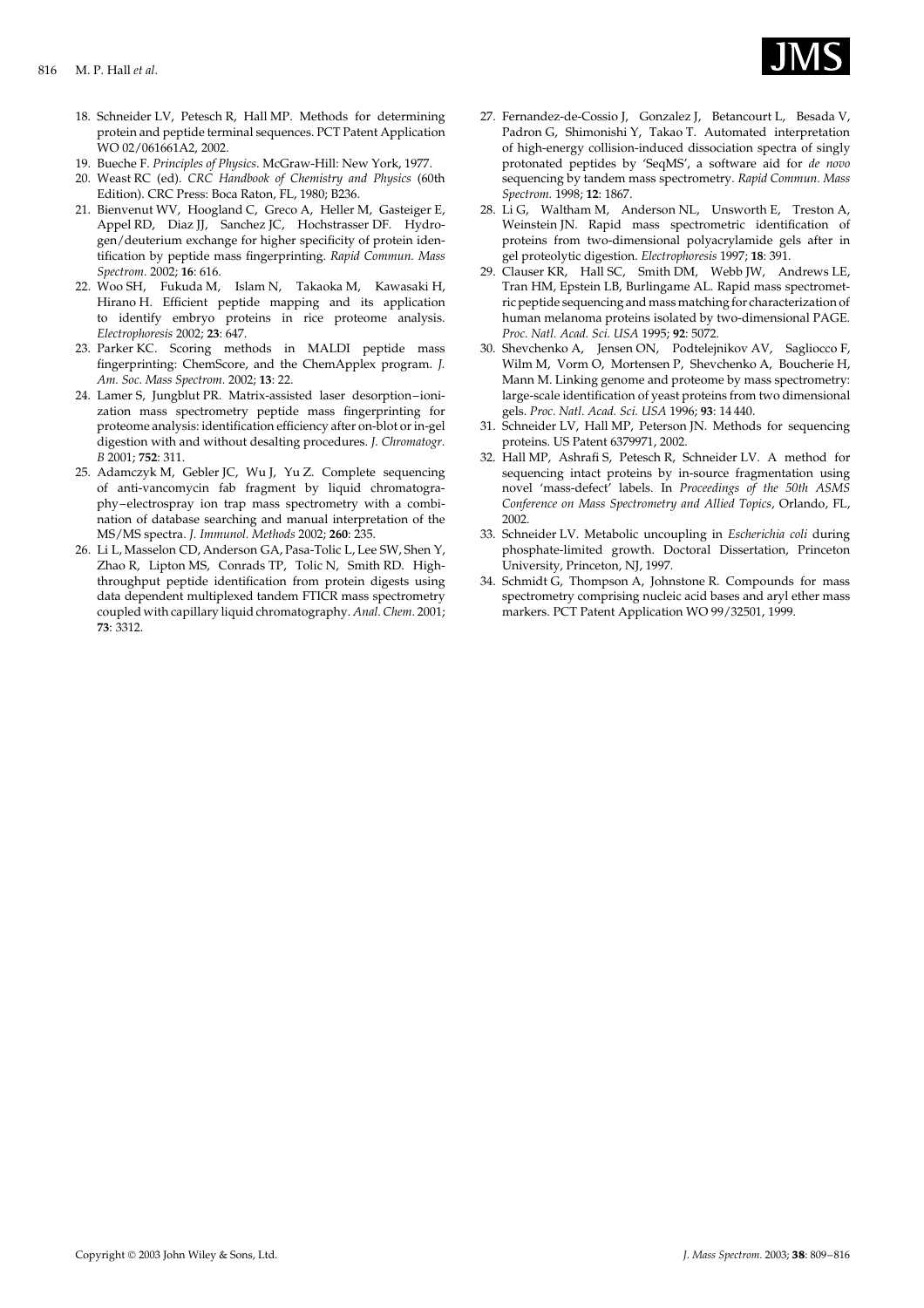18. Schneider LV, Petesch R, Hall MP. Methods for determining protein and peptide terminal sequences. PCT Patent Application WO 02/061661A2, 2002.
19. Bueche F. *Principles of Physics*. McGraw-Hill: New York, 1977.
20. Weast RC (ed). *CRC Handbook of Chemistry and Physics* (60th Edition). CRC Press: Boca Raton, FL, 1980; B236.
21. Bienvenut WV, Hoogland C, Greco A, Heller M, Gasteiger E, Appel RD, Diaz JJ, Sanchez JC, Hochstrasser DF. Hydrogen/deuterium exchange for higher specificity of protein identification by peptide mass fingerprinting. *Rapid Commun. Mass Spectrom.* 2002; **16**: 616.
22. Woo SH, Fukuda M, Islam N, Takaoka M, Kawasaki H, Hirano H. Efficient peptide mapping and its application to identify embryo proteins in rice proteome analysis. *Electrophoresis* 2002; **23**: 647.
23. Parker KC. Scoring methods in MALDI peptide mass fingerprinting: ChemScore, and the ChemApplex program. *J. Am. Soc. Mass Spectrom.* 2002; **13**: 22.
24. Lamer S, Jungblut PR. Matrix-assisted laser desorption–ionization mass spectrometry peptide mass fingerprinting for proteome analysis: identification efficiency after on-blot or in-gel digestion with and without desalting procedures. *J. Chromatogr. B* 2001; **752**: 311.
25. Adamczyk M, Gebler JC, Wu J, Yu Z. Complete sequencing of anti-vancomycin fab fragment by liquid chromatography–electrospray ion trap mass spectrometry with a combination of database searching and manual interpretation of the MS/MS spectra. *J. Immunol. Methods* 2002; **260**: 235.
26. Li L, Masselon CD, Anderson GA, Pasa-Tolic L, Lee SW, Shen Y, Zhao R, Lipton MS, Conrads TP, Tolic N, Smith RD. High-throughput peptide identification from protein digests using data dependent multiplexed tandem FTICR mass spectrometry coupled with capillary liquid chromatography. *Anal. Chem.* 2001; **73**: 3312.
27. Fernandez-de-Cossio J, Gonzalez J, Betancourt L, Besada V, Padron G, Shimonishi Y, Takao T. Automated interpretation of high-energy collision-induced dissociation spectra of singly protonated peptides by 'SeqMS', a software aid for *de novo* sequencing by tandem mass spectrometry. *Rapid Commun. Mass Spectrom.* 1998; **12**: 1867.
28. Li G, Waltham M, Anderson NL, Unsworth E, Treston A, Weinstein JN. Rapid mass spectrometric identification of proteins from two-dimensional polyacrylamide gels after in gel proteolytic digestion. *Electrophoresis* 1997; **18**: 391.
29. Clauser KR, Hall SC, Smith DM, Webb JW, Andrews LE, Tran HM, Epstein LB, Burlingame AL. Rapid mass spectrometric peptide sequencing and mass matching for characterization of human melanoma proteins isolated by two-dimensional PAGE. *Proc. Natl. Acad. Sci. USA* 1995; **92**: 5072.
30. Shevchenko A, Jensen ON, Podtelejnikov AV, Sagliocco F, Wilm M, Vorm O, Mortensen P, Shevchenko A, Boucherie H, Mann M. Linking genome and proteome by mass spectrometry: large-scale identification of yeast proteins from two dimensional gels. *Proc. Natl. Acad. Sci. USA* 1996; **93**: 14 440.
31. Schneider LV, Hall MP, Peterson JN. Methods for sequencing proteins. US Patent 6379971, 2002.
32. Hall MP, Ashrafi S, Petesch R, Schneider LV. A method for sequencing intact proteins by in-source fragmentation using novel 'mass-defect' labels. In *Proceedings of the 50th ASMS Conference on Mass Spectrometry and Allied Topics*, Orlando, FL, 2002.
33. Schneider LV. Metabolic uncoupling in *Escherichia coli* during phosphate-limited growth. Doctoral Dissertation, Princeton University, Princeton, NJ, 1997.
34. Schmidt G, Thompson A, Johnstone R. Compounds for mass spectrometry comprising nucleic acid bases and aryl ether mass markers. PCT Patent Application WO 99/32501, 1999.